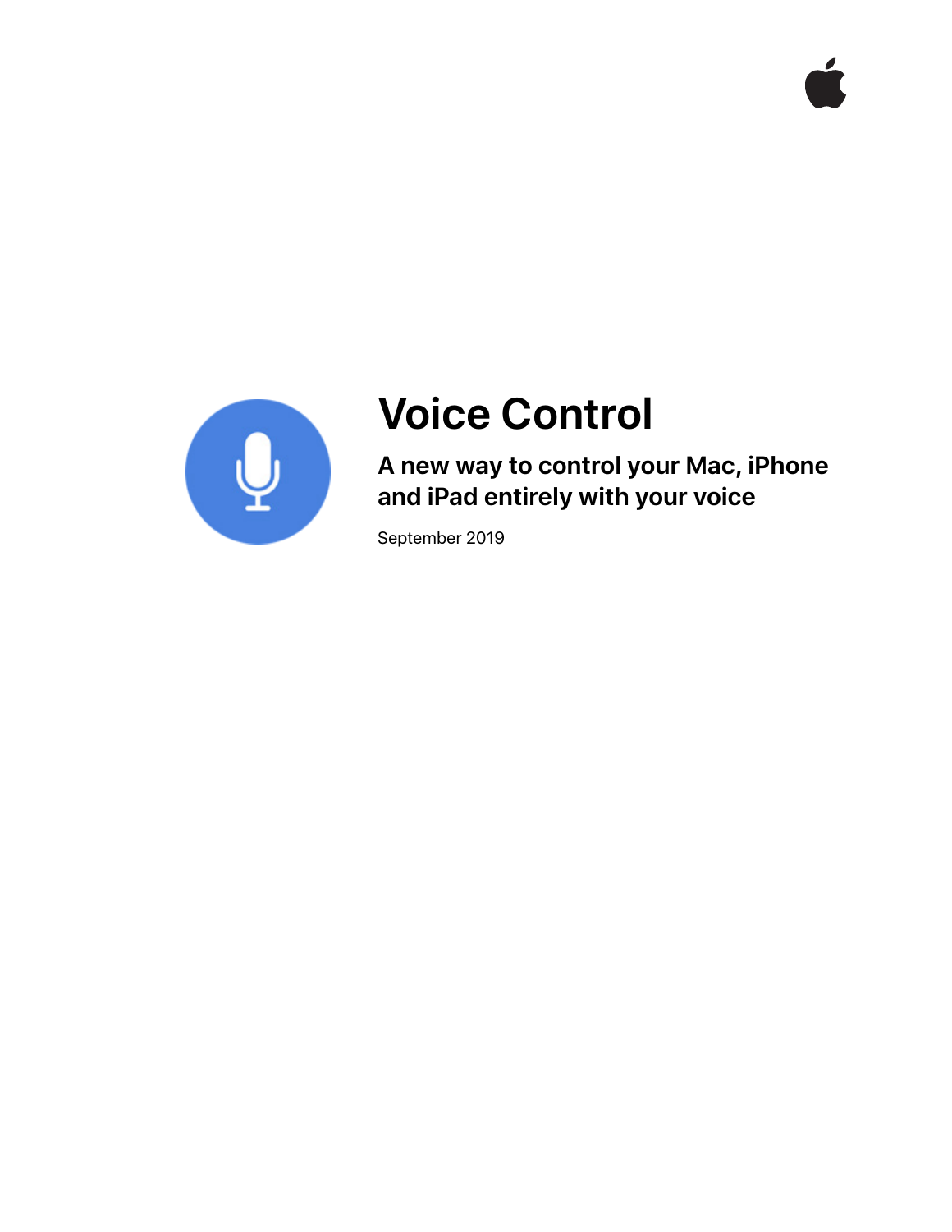# Voice Control

## A new way to control your Mac, iPhone and iPad entirely with your voice

September 2019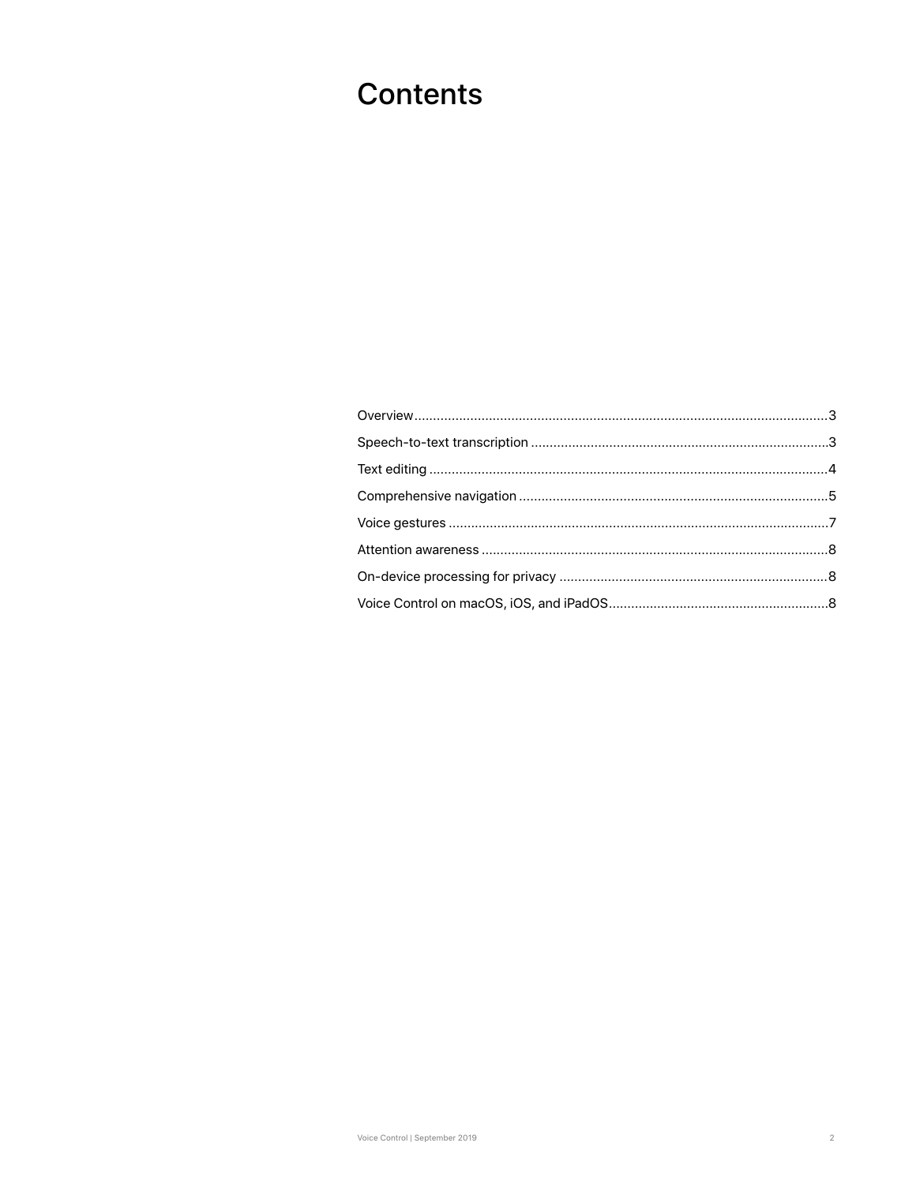# Contents

Overview...3

Speech-to-text transcription...3

Text editing...4

Comprehensive navigation...5

Voice gestures...7

Attention awareness...8

On-device processing for privacy...8

Voice Control on macOS, iOS, and iPadOS...8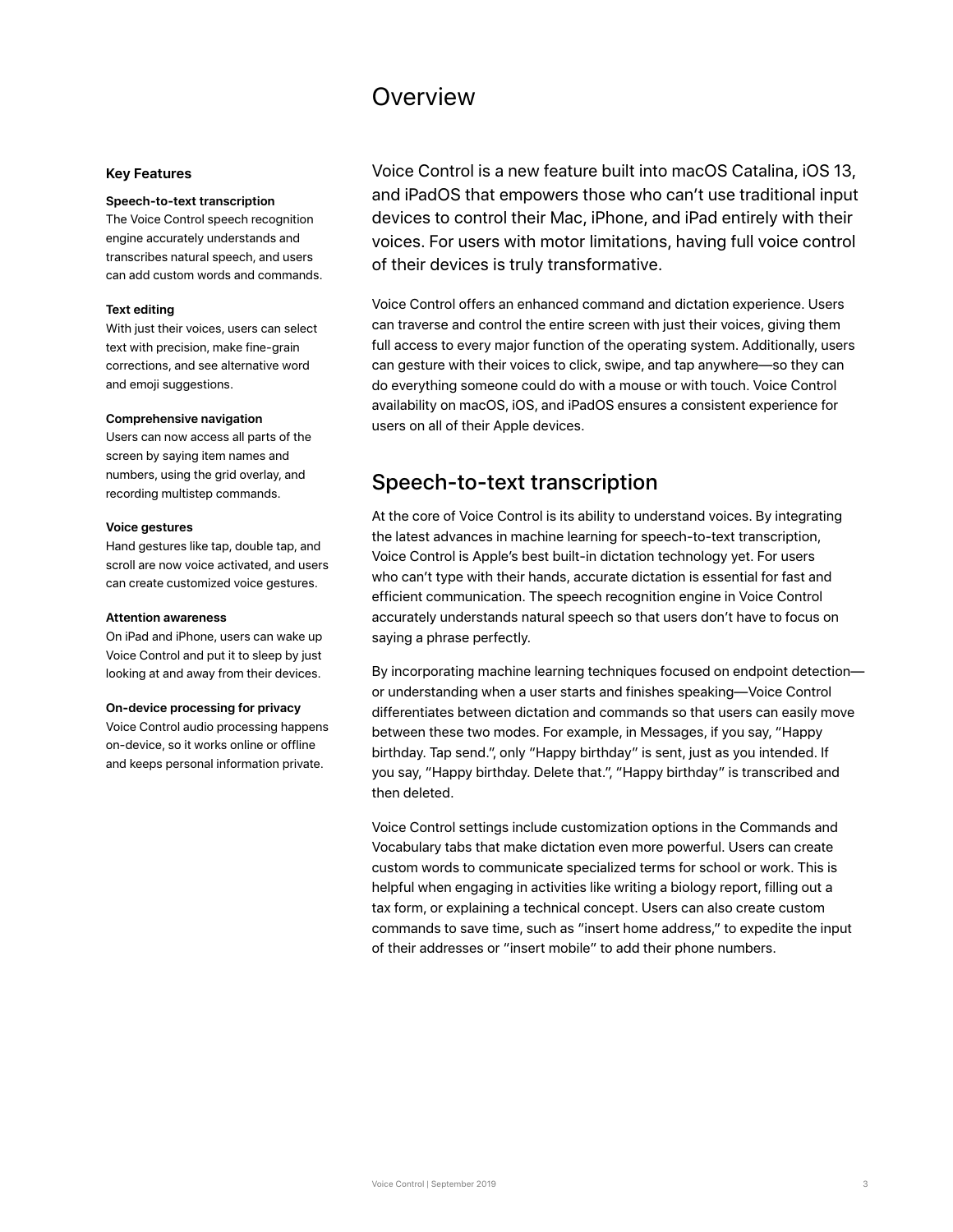# Overview

### Key Features

**Speech-to-text transcription**
The Voice Control speech recognition engine accurately understands and transcribes natural speech, and users can add custom words and commands.

**Text editing**
With just their voices, users can select text with precision, make fine-grain corrections, and see alternative word and emoji suggestions.

**Comprehensive navigation**
Users can now access all parts of the screen by saying item names and numbers, using the grid overlay, and recording multistep commands.

**Voice gestures**
Hand gestures like tap, double tap, and scroll are now voice activated, and users can create customized voice gestures.

**Attention awareness**
On iPad and iPhone, users can wake up Voice Control and put it to sleep by just looking at and away from their devices.

**On-device processing for privacy**
Voice Control audio processing happens on-device, so it works online or offline and keeps personal information private.

Voice Control is a new feature built into macOS Catalina, iOS 13, and iPadOS that empowers those who can't use traditional input devices to control their Mac, iPhone, and iPad entirely with their voices. For users with motor limitations, having full voice control of their devices is truly transformative.

Voice Control offers an enhanced command and dictation experience. Users can traverse and control the entire screen with just their voices, giving them full access to every major function of the operating system. Additionally, users can gesture with their voices to click, swipe, and tap anywhere—so they can do everything someone could do with a mouse or with touch. Voice Control availability on macOS, iOS, and iPadOS ensures a consistent experience for users on all of their Apple devices.

## Speech-to-text transcription

At the core of Voice Control is its ability to understand voices. By integrating the latest advances in machine learning for speech-to-text transcription, Voice Control is Apple's best built-in dictation technology yet. For users who can't type with their hands, accurate dictation is essential for fast and efficient communication. The speech recognition engine in Voice Control accurately understands natural speech so that users don't have to focus on saying a phrase perfectly.

By incorporating machine learning techniques focused on endpoint detection—or understanding when a user starts and finishes speaking—Voice Control differentiates between dictation and commands so that users can easily move between these two modes. For example, in Messages, if you say, "Happy birthday. Tap send.", only "Happy birthday" is sent, just as you intended. If you say, "Happy birthday. Delete that.", "Happy birthday" is transcribed and then deleted.

Voice Control settings include customization options in the Commands and Vocabulary tabs that make dictation even more powerful. Users can create custom words to communicate specialized terms for school or work. This is helpful when engaging in activities like writing a biology report, filling out a tax form, or explaining a technical concept. Users can also create custom commands to save time, such as "insert home address," to expedite the input of their addresses or "insert mobile" to add their phone numbers.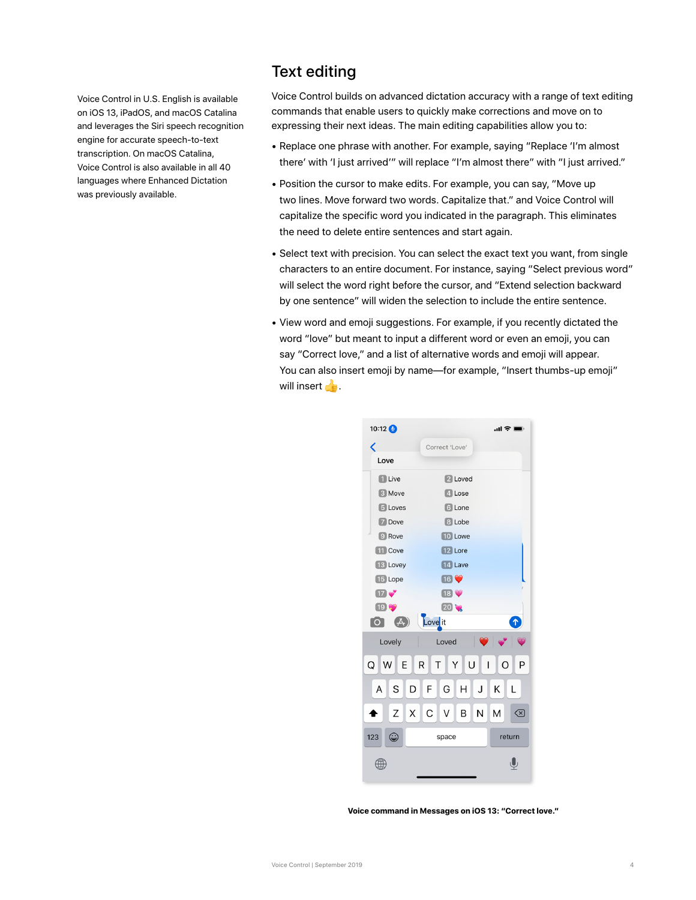Voice Control in U.S. English is available on iOS 13, iPadOS, and macOS Catalina and leverages the Siri speech recognition engine for accurate speech-to-text transcription. On macOS Catalina, Voice Control is also available in all 40 languages where Enhanced Dictation was previously available.

## Text editing

Voice Control builds on advanced dictation accuracy with a range of text editing commands that enable users to quickly make corrections and move on to expressing their next ideas. The main editing capabilities allow you to:

- Replace one phrase with another. For example, saying "Replace 'I'm almost there' with 'I just arrived'" will replace "I'm almost there" with "I just arrived."
- Position the cursor to make edits. For example, you can say, "Move up two lines. Move forward two words. Capitalize that." and Voice Control will capitalize the specific word you indicated in the paragraph. This eliminates the need to delete entire sentences and start again.
- Select text with precision. You can select the exact text you want, from single characters to an entire document. For instance, saying "Select previous word" will select the word right before the cursor, and "Extend selection backward by one sentence" will widen the selection to include the entire sentence.
- View word and emoji suggestions. For example, if you recently dictated the word "love" but meant to input a different word or even an emoji, you can say "Correct love," and a list of alternative words and emoji will appear. You can also insert emoji by name—for example, "Insert thumbs-up emoji" will insert 👍.

**Voice command in Messages on iOS 13: "Correct love."**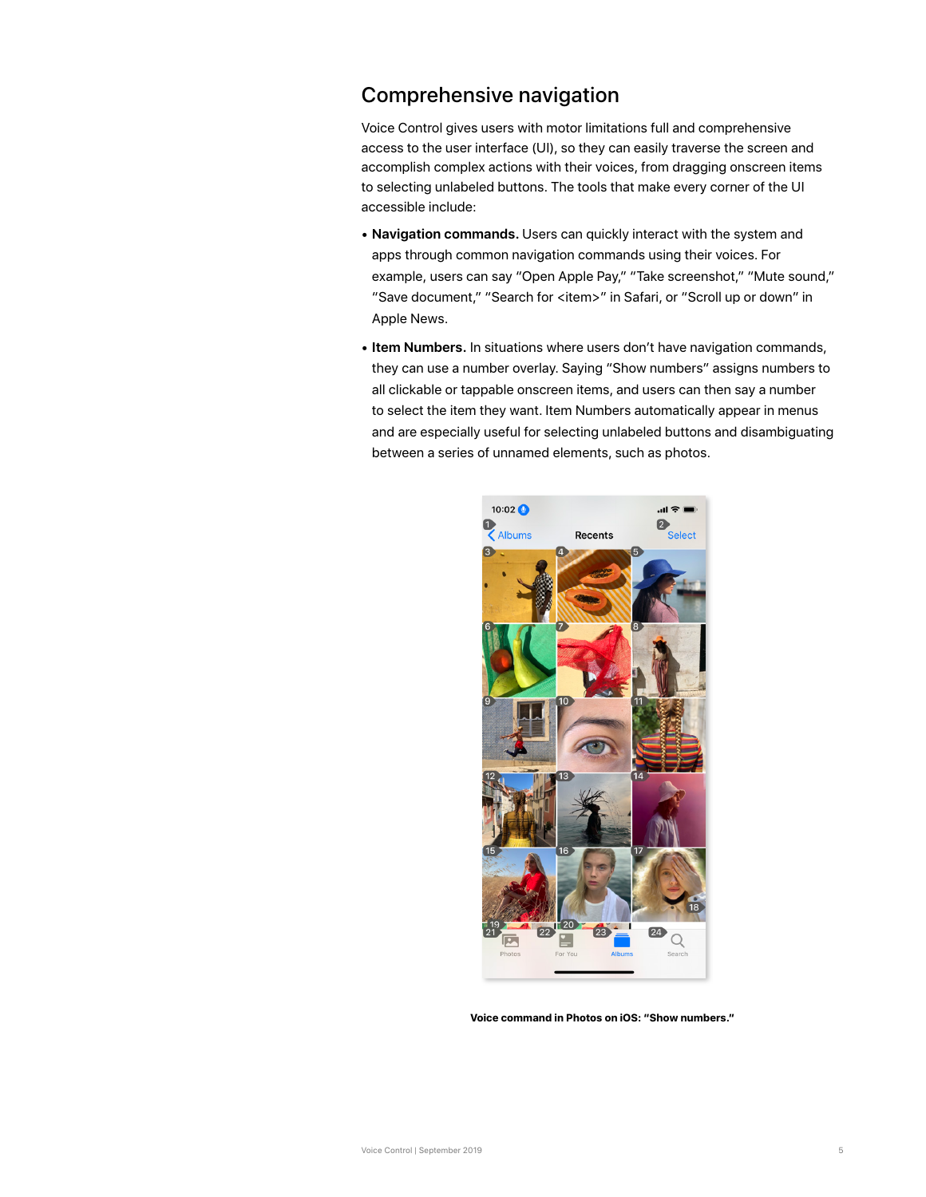## Comprehensive navigation

Voice Control gives users with motor limitations full and comprehensive access to the user interface (UI), so they can easily traverse the screen and accomplish complex actions with their voices, from dragging onscreen items to selecting unlabeled buttons. The tools that make every corner of the UI accessible include:

- **Navigation commands.** Users can quickly interact with the system and apps through common navigation commands using their voices. For example, users can say "Open Apple Pay," "Take screenshot," "Mute sound," "Save document," "Search for <item>" in Safari, or "Scroll up or down" in Apple News.
- **Item Numbers.** In situations where users don't have navigation commands, they can use a number overlay. Saying "Show numbers" assigns numbers to all clickable or tappable onscreen items, and users can then say a number to select the item they want. Item Numbers automatically appear in menus and are especially useful for selecting unlabeled buttons and disambiguating between a series of unnamed elements, such as photos.

**Voice command in Photos on iOS: "Show numbers."**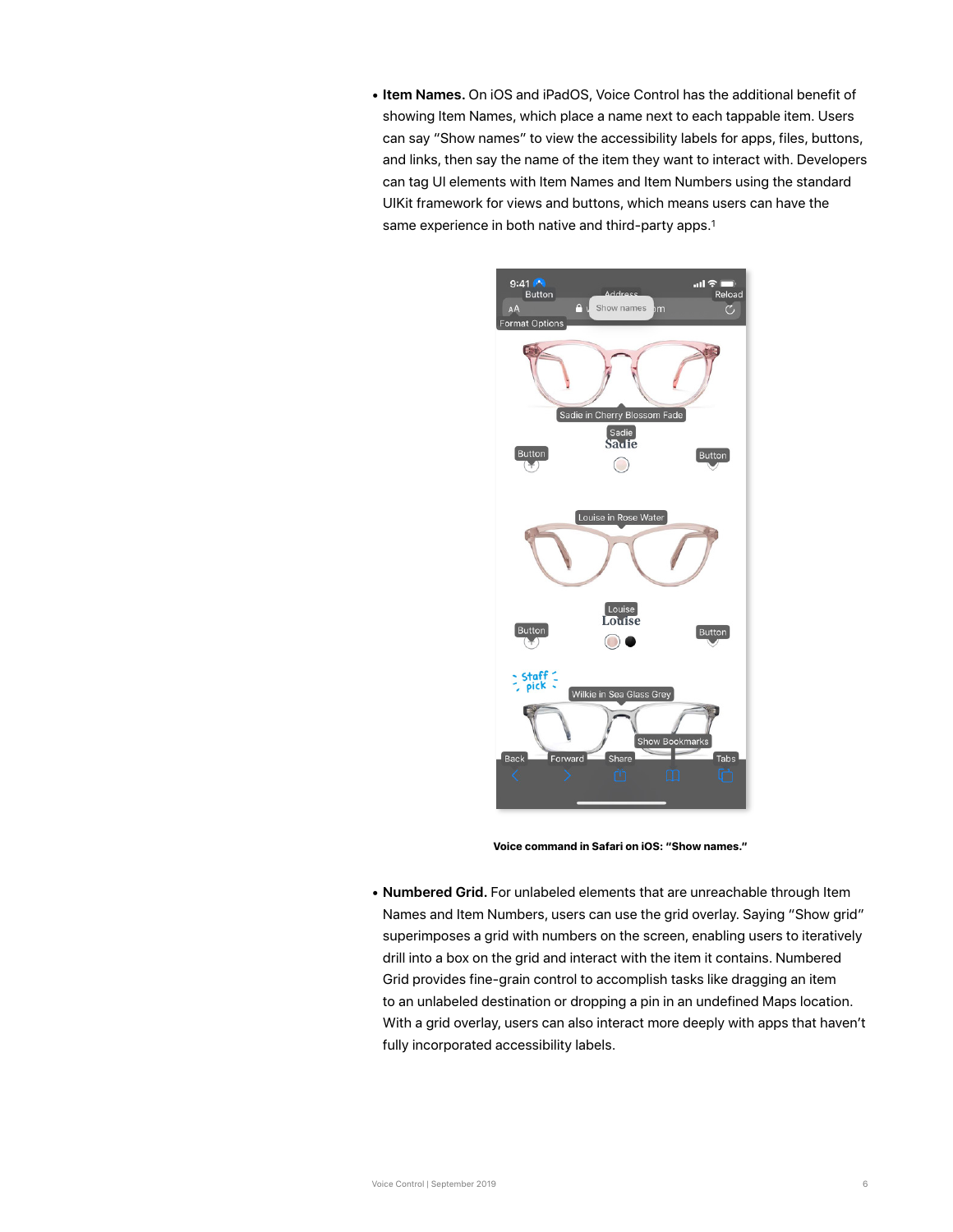- **Item Names.** On iOS and iPadOS, Voice Control has the additional benefit of showing Item Names, which place a name next to each tappable item. Users can say "Show names" to view the accessibility labels for apps, files, buttons, and links, then say the name of the item they want to interact with. Developers can tag UI elements with Item Names and Item Numbers using the standard UIKit framework for views and buttons, which means users can have the same experience in both native and third-party apps.[1]

**Voice command in Safari on iOS: "Show names."**

- **Numbered Grid.** For unlabeled elements that are unreachable through Item Names and Item Numbers, users can use the grid overlay. Saying "Show grid" superimposes a grid with numbers on the screen, enabling users to iteratively drill into a box on the grid and interact with the item it contains. Numbered Grid provides fine-grain control to accomplish tasks like dragging an item to an unlabeled destination or dropping a pin in an undefined Maps location. With a grid overlay, users can also interact more deeply with apps that haven't fully incorporated accessibility labels.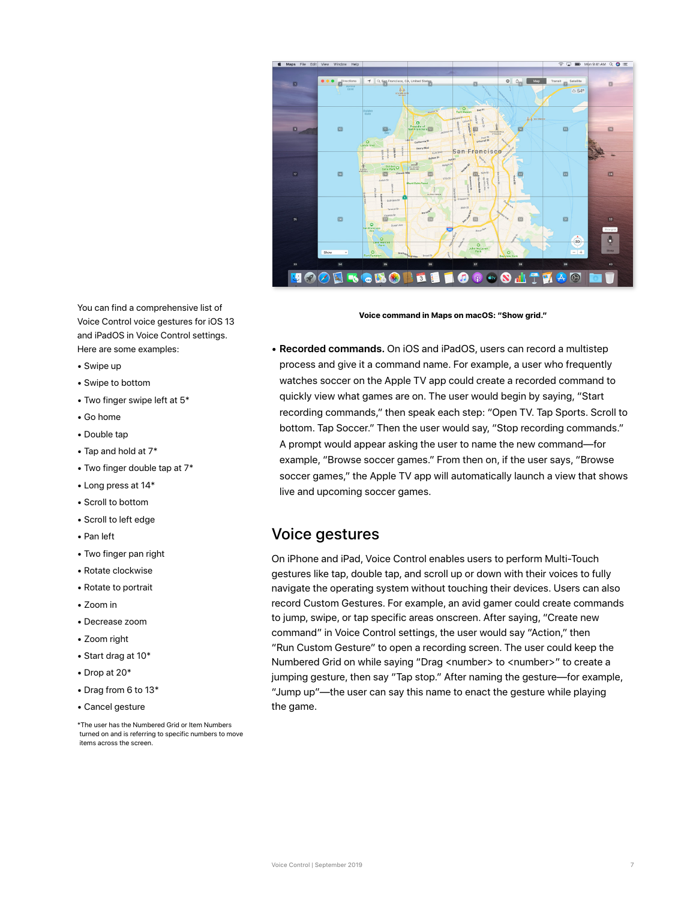Voice command in Maps on macOS: "Show grid."

- **Recorded commands.** On iOS and iPadOS, users can record a multistep process and give it a command name. For example, a user who frequently watches soccer on the Apple TV app could create a recorded command to quickly view what games are on. The user would begin by saying, "Start recording commands," then speak each step: "Open TV. Tap Sports. Scroll to bottom. Tap Soccer." Then the user would say, "Stop recording commands." A prompt would appear asking the user to name the new command—for example, "Browse soccer games." From then on, if the user says, "Browse soccer games," the Apple TV app will automatically launch a view that shows live and upcoming soccer games.

## Voice gestures

On iPhone and iPad, Voice Control enables users to perform Multi-Touch gestures like tap, double tap, and scroll up or down with their voices to fully navigate the operating system without touching their devices. Users can also record Custom Gestures. For example, an avid gamer could create commands to jump, swipe, or tap specific areas onscreen. After saying, "Create new command" in Voice Control settings, the user would say "Action," then "Run Custom Gesture" to open a recording screen. The user could keep the Numbered Grid on while saying "Drag <number> to <number>" to create a jumping gesture, then say "Tap stop." After naming the gesture—for example, "Jump up"—the user can say this name to enact the gesture while playing the game.

You can find a comprehensive list of Voice Control voice gestures for iOS 13 and iPadOS in Voice Control settings. Here are some examples:

- Swipe up
- Swipe to bottom
- Two finger swipe left at 5*
- Go home
- Double tap
- Tap and hold at 7*
- Two finger double tap at 7*
- Long press at 14*
- Scroll to bottom
- Scroll to left edge
- Pan left
- Two finger pan right
- Rotate clockwise
- Rotate to portrait
- Zoom in
- Decrease zoom
- Zoom right
- Start drag at 10*
- Drop at 20*
- Drag from 6 to 13*
- Cancel gesture

*The user has the Numbered Grid or Item Numbers turned on and is referring to specific numbers to move items across the screen.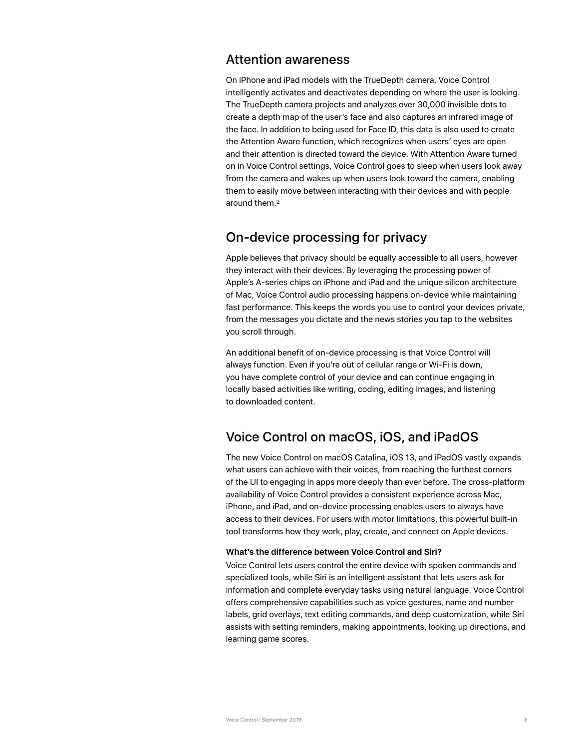## Attention awareness

On iPhone and iPad models with the TrueDepth camera, Voice Control intelligently activates and deactivates depending on where the user is looking. The TrueDepth camera projects and analyzes over 30,000 invisible dots to create a depth map of the user's face and also captures an infrared image of the face. In addition to being used for Face ID, this data is also used to create the Attention Aware function, which recognizes when users' eyes are open and their attention is directed toward the device. With Attention Aware turned on in Voice Control settings, Voice Control goes to sleep when users look away from the camera and wakes up when users look toward the camera, enabling them to easily move between interacting with their devices and with people around them.[2]

## On-device processing for privacy

Apple believes that privacy should be equally accessible to all users, however they interact with their devices. By leveraging the processing power of Apple's A-series chips on iPhone and iPad and the unique silicon architecture of Mac, Voice Control audio processing happens on-device while maintaining fast performance. This keeps the words you use to control your devices private, from the messages you dictate and the news stories you tap to the websites you scroll through.

An additional benefit of on-device processing is that Voice Control will always function. Even if you're out of cellular range or Wi-Fi is down, you have complete control of your device and can continue engaging in locally based activities like writing, coding, editing images, and listening to downloaded content.

## Voice Control on macOS, iOS, and iPadOS

The new Voice Control on macOS Catalina, iOS 13, and iPadOS vastly expands what users can achieve with their voices, from reaching the furthest corners of the UI to engaging in apps more deeply than ever before. The cross-platform availability of Voice Control provides a consistent experience across Mac, iPhone, and iPad, and on-device processing enables users to always have access to their devices. For users with motor limitations, this powerful built-in tool transforms how they work, play, create, and connect on Apple devices.

**What's the difference between Voice Control and Siri?**

Voice Control lets users control the entire device with spoken commands and specialized tools, while Siri is an intelligent assistant that lets users ask for information and complete everyday tasks using natural language. Voice Control offers comprehensive capabilities such as voice gestures, name and number labels, grid overlays, text editing commands, and deep customization, while Siri assists with setting reminders, making appointments, looking up directions, and learning game scores.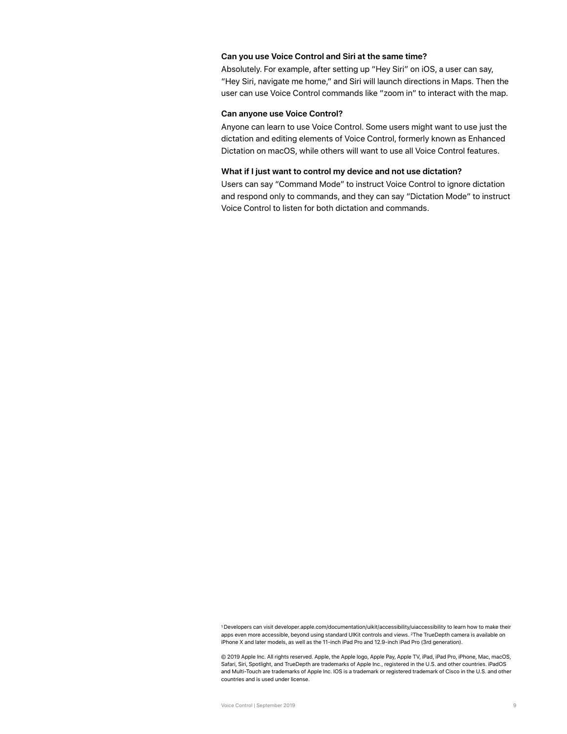**Can you use Voice Control and Siri at the same time?**

Absolutely. For example, after setting up "Hey Siri" on iOS, a user can say, "Hey Siri, navigate me home," and Siri will launch directions in Maps. Then the user can use Voice Control commands like "zoom in" to interact with the map.

**Can anyone use Voice Control?**

Anyone can learn to use Voice Control. Some users might want to use just the dictation and editing elements of Voice Control, formerly known as Enhanced Dictation on macOS, while others will want to use all Voice Control features.

**What if I just want to control my device and not use dictation?**

Users can say "Command Mode" to instruct Voice Control to ignore dictation and respond only to commands, and they can say "Dictation Mode" to instruct Voice Control to listen for both dictation and commands.

[1] Developers can visit developer.apple.com/documentation/uikit/accessibility/uiaccessibility to learn how to make their apps even more accessible, beyond using standard UIKit controls and views. [2] The TrueDepth camera is available on iPhone X and later models, as well as the 11-inch iPad Pro and 12.9-inch iPad Pro (3rd generation).

© 2019 Apple Inc. All rights reserved. Apple, the Apple logo, Apple Pay, Apple TV, iPad, iPad Pro, iPhone, Mac, macOS, Safari, Siri, Spotlight, and TrueDepth are trademarks of Apple Inc., registered in the U.S. and other countries. iPadOS and Multi-Touch are trademarks of Apple Inc. IOS is a trademark or registered trademark of Cisco in the U.S. and other countries and is used under license.